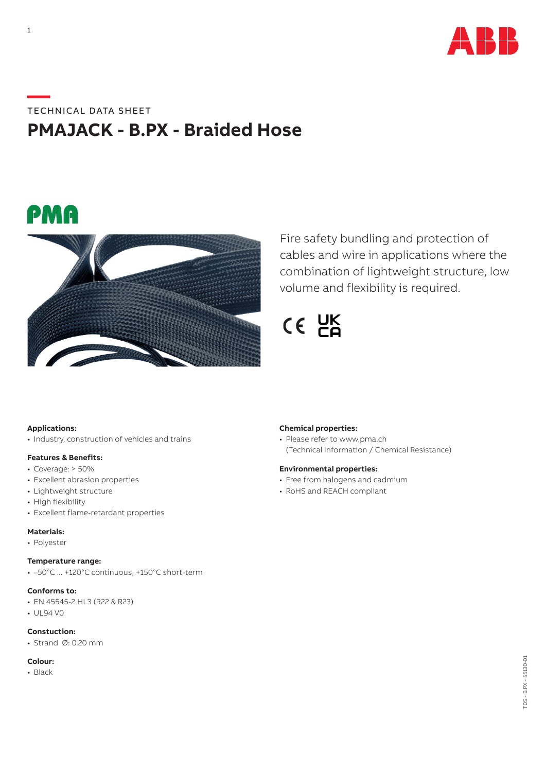TECHNICAL DATA SHEET

# PMAJACK - B.PX - Braided Hose

Fire safety bundling and protection of cables and wire in applications where the combination of lightweight structure, low volume and flexibility is required.

**Applications:**
- Industry, construction of vehicles and trains

**Features & Benefits:**
- Coverage: > 50%
- Excellent abrasion properties
- Lightweight structure
- High flexibility
- Excellent flame-retardant properties

**Materials:**
- Polyester

**Temperature range:**
- –50°C ... +120°C continuous, +150°C short-term

**Conforms to:**
- EN 45545-2 HL3 (R22 & R23)
- UL94 V0

**Constuction:**
- Strand Ø: 0.20 mm

**Colour:**
- Black

**Chemical properties:**
- Please refer to www.pma.ch (Technical Information / Chemical Resistance)

**Environmental properties:**
- Free from halogens and cadmium
- RoHS and REACH compliant

TDS - B.PX - 55130-01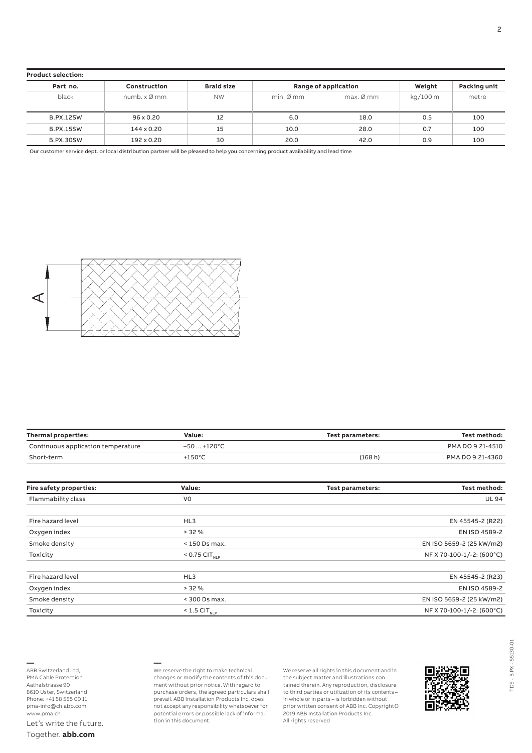**Product selection:**

| Part no. | Construction | Braid size | Range of application | | Weight | Packing unit |
|---|---|---|---|---|---|---|
| black | numb. x Ø mm | NW | min. Ø mm | max. Ø mm | kg/100 m | metre |
| B.PX.12SW | 96 x 0.20 | 12 | 6.0 | 18.0 | 0.5 | 100 |
| B.PX.15SW | 144 x 0.20 | 15 | 10.0 | 28.0 | 0.7 | 100 |
| B.PX.30SW | 192 x 0.20 | 30 | 20.0 | 42.0 | 0.9 | 100 |

Our customer service dept. or local distribution partner will be pleased to help you concerning product availability and lead time

A

| Thermal properties: | Value: | Test parameters: | Test method: |
|---|---|---|---|
| Continuous application temperature | –50 … +120°C | | PMA DO 9.21-4510 |
| Short-term | +150°C | (168 h) | PMA DO 9.21-4360 |

| Fire safety properties: | Value: | Test parameters: | Test method: |
|---|---|---|---|
| Flammability class | V0 | | UL 94 |
| Fire hazard level | HL3 | | EN 45545-2 (R22) |
| Oxygen index | > 32 % | | EN ISO 4589-2 |
| Smoke density | < 150 Ds max. | | EN ISO 5659-2 (25 kW/m2) |
| Toxicity | < 0.75 $CIT_{NLP}$ | | NF X 70-100-1/-2: (600°C) |
| Fire hazard level | HL3 | | EN 45545-2 (R23) |
| Oxygen index | > 32 % | | EN ISO 4589-2 |
| Smoke density | < 300 Ds max. | | EN ISO 5659-2 (25 kW/m2) |
| Toxicity | < 1.5 $CIT_{NLP}$ | | NF X 70-100-1/-2: (600°C) |

—

ABB Switzerland Ltd,
PMA Cable Protection
Aathalstrasse 90
8610 Uster, Switzerland
Phone: +41 58 585 00 11
pma-info@ch.abb.com
www.pma.ch

Let's write the future.
Together. **abb.com**

—

We reserve the right to make technical changes or modify the contents of this document without prior notice. With regard to purchase orders, the agreed particulars shall prevail. ABB Installation Products Inc. does not accept any responsibility whatsoever for potential errors or possible lack of information in this document.

We reserve all rights in this document and in the subject matter and illustrations contained therein. Any reproduction, disclosure to third parties or utilization of its contents – in whole or in parts – is forbidden without prior written consent of ABB Inc. Copyright© 2019 ABB Installation Products Inc.
All rights reserved

TDS - B.PX - 55130-01